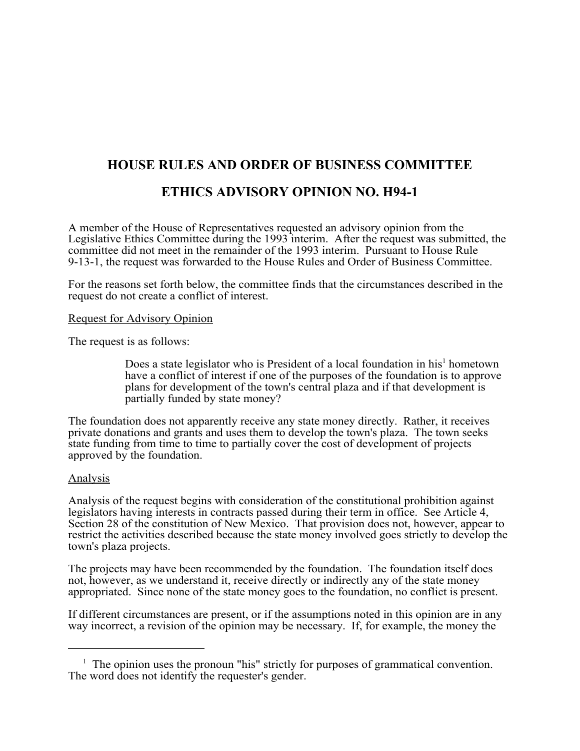# HOUSE RULES AND ORDER OF BUSINESS COMMITTEE

# ETHICS ADVISORY OPINION NO. H94-1

A member of the House of Representatives requested an advisory opinion from the Legislative Ethics Committee during the 1993 interim. After the request was submitted, the committee did not meet in the remainder of the 1993 interim. Pursuant to House Rule 9-13-1, the request was forwarded to the House Rules and Order of Business Committee.

For the reasons set forth below, the committee finds that the circumstances described in the request do not create a conflict of interest.

<u>Request for Advisory Opinion</u>

The request is as follows:

> Does a state legislator who is President of a local foundation in his[1] hometown have a conflict of interest if one of the purposes of the foundation is to approve plans for development of the town's central plaza and if that development is partially funded by state money?

The foundation does not apparently receive any state money directly. Rather, it receives private donations and grants and uses them to develop the town's plaza. The town seeks state funding from time to time to partially cover the cost of development of projects approved by the foundation.

<u>Analysis</u>

Analysis of the request begins with consideration of the constitutional prohibition against legislators having interests in contracts passed during their term in office. See Article 4, Section 28 of the constitution of New Mexico. That provision does not, however, appear to restrict the activities described because the state money involved goes strictly to develop the town's plaza projects.

The projects may have been recommended by the foundation. The foundation itself does not, however, as we understand it, receive directly or indirectly any of the state money appropriated. Since none of the state money goes to the foundation, no conflict is present.

If different circumstances are present, or if the assumptions noted in this opinion are in any way incorrect, a revision of the opinion may be necessary. If, for example, the money the

---

[1] The opinion uses the pronoun "his" strictly for purposes of grammatical convention. The word does not identify the requester's gender.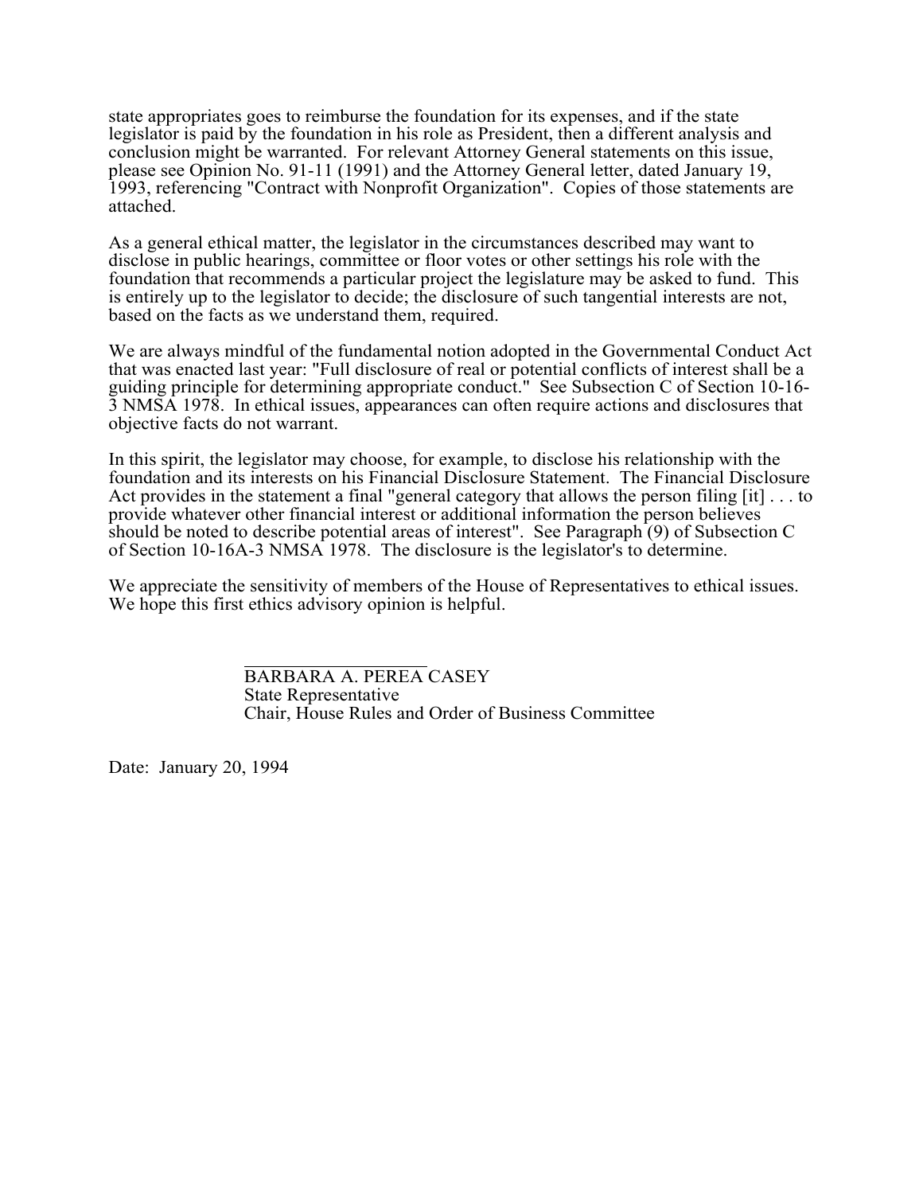state appropriates goes to reimburse the foundation for its expenses, and if the state legislator is paid by the foundation in his role as President, then a different analysis and conclusion might be warranted. For relevant Attorney General statements on this issue, please see Opinion No. 91-11 (1991) and the Attorney General letter, dated January 19, 1993, referencing "Contract with Nonprofit Organization". Copies of those statements are attached.

As a general ethical matter, the legislator in the circumstances described may want to disclose in public hearings, committee or floor votes or other settings his role with the foundation that recommends a particular project the legislature may be asked to fund. This is entirely up to the legislator to decide; the disclosure of such tangential interests are not, based on the facts as we understand them, required.

We are always mindful of the fundamental notion adopted in the Governmental Conduct Act that was enacted last year: "Full disclosure of real or potential conflicts of interest shall be a guiding principle for determining appropriate conduct." See Subsection C of Section 10-16-3 NMSA 1978. In ethical issues, appearances can often require actions and disclosures that objective facts do not warrant.

In this spirit, the legislator may choose, for example, to disclose his relationship with the foundation and its interests on his Financial Disclosure Statement. The Financial Disclosure Act provides in the statement a final "general category that allows the person filing [it] . . . to provide whatever other financial interest or additional information the person believes should be noted to describe potential areas of interest". See Paragraph (9) of Subsection C of Section 10-16A-3 NMSA 1978. The disclosure is the legislator's to determine.

We appreciate the sensitivity of members of the House of Representatives to ethical issues. We hope this first ethics advisory opinion is helpful.

BARBARA A. PEREA CASEY
State Representative
Chair, House Rules and Order of Business Committee

Date: January 20, 1994